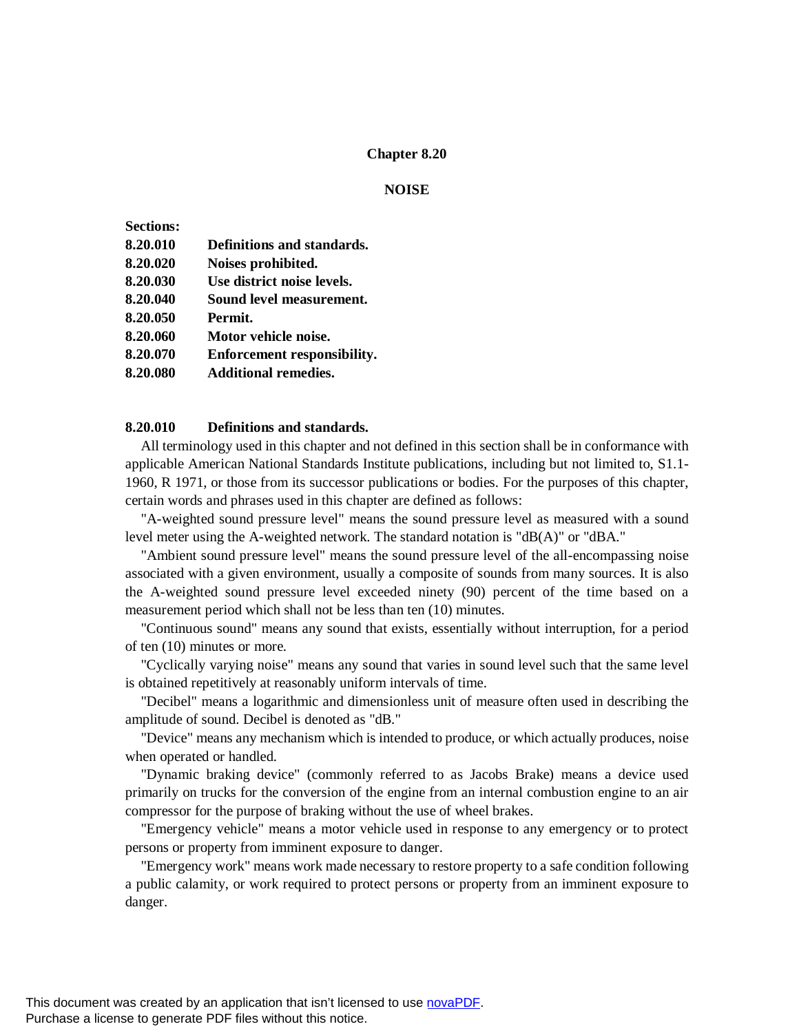# Chapter 8.20

## NOISE

**Sections:**

**8.20.010 Definitions and standards.**
**8.20.020 Noises prohibited.**
**8.20.030 Use district noise levels.**
**8.20.040 Sound level measurement.**
**8.20.050 Permit.**
**8.20.060 Motor vehicle noise.**
**8.20.070 Enforcement responsibility.**
**8.20.080 Additional remedies.**

### 8.20.010 Definitions and standards.

All terminology used in this chapter and not defined in this section shall be in conformance with applicable American National Standards Institute publications, including but not limited to, S1.1-1960, R 1971, or those from its successor publications or bodies. For the purposes of this chapter, certain words and phrases used in this chapter are defined as follows:

"A-weighted sound pressure level" means the sound pressure level as measured with a sound level meter using the A-weighted network. The standard notation is "dB(A)" or "dBA."

"Ambient sound pressure level" means the sound pressure level of the all-encompassing noise associated with a given environment, usually a composite of sounds from many sources. It is also the A-weighted sound pressure level exceeded ninety (90) percent of the time based on a measurement period which shall not be less than ten (10) minutes.

"Continuous sound" means any sound that exists, essentially without interruption, for a period of ten (10) minutes or more.

"Cyclically varying noise" means any sound that varies in sound level such that the same level is obtained repetitively at reasonably uniform intervals of time.

"Decibel" means a logarithmic and dimensionless unit of measure often used in describing the amplitude of sound. Decibel is denoted as "dB."

"Device" means any mechanism which is intended to produce, or which actually produces, noise when operated or handled.

"Dynamic braking device" (commonly referred to as Jacobs Brake) means a device used primarily on trucks for the conversion of the engine from an internal combustion engine to an air compressor for the purpose of braking without the use of wheel brakes.

"Emergency vehicle" means a motor vehicle used in response to any emergency or to protect persons or property from imminent exposure to danger.

"Emergency work" means work made necessary to restore property to a safe condition following a public calamity, or work required to protect persons or property from an imminent exposure to danger.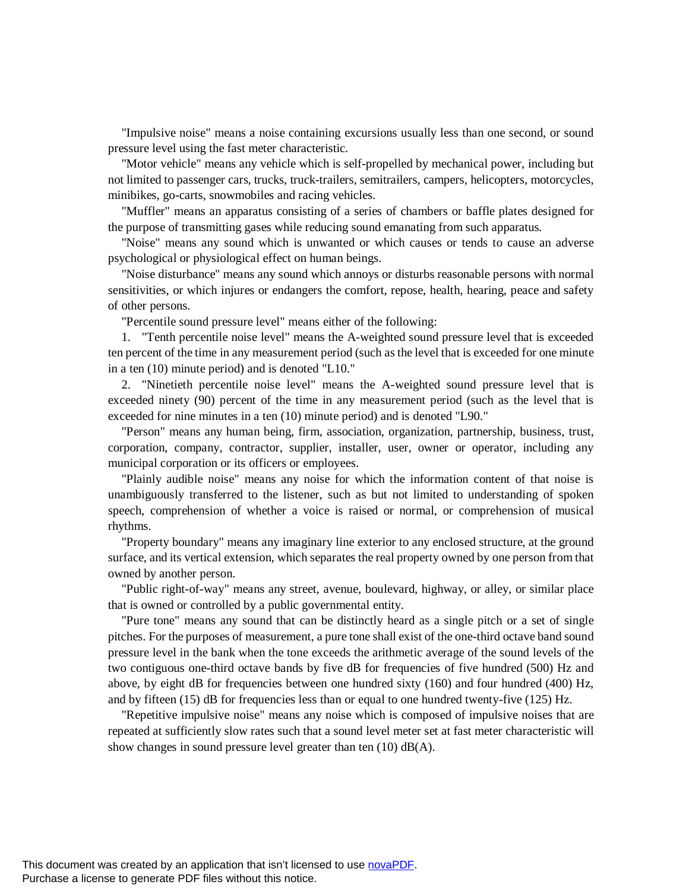"Impulsive noise" means a noise containing excursions usually less than one second, or sound pressure level using the fast meter characteristic.

"Motor vehicle" means any vehicle which is self-propelled by mechanical power, including but not limited to passenger cars, trucks, truck-trailers, semitrailers, campers, helicopters, motorcycles, minibikes, go-carts, snowmobiles and racing vehicles.

"Muffler" means an apparatus consisting of a series of chambers or baffle plates designed for the purpose of transmitting gases while reducing sound emanating from such apparatus.

"Noise" means any sound which is unwanted or which causes or tends to cause an adverse psychological or physiological effect on human beings.

"Noise disturbance" means any sound which annoys or disturbs reasonable persons with normal sensitivities, or which injures or endangers the comfort, repose, health, hearing, peace and safety of other persons.

"Percentile sound pressure level" means either of the following:

1. "Tenth percentile noise level" means the A-weighted sound pressure level that is exceeded ten percent of the time in any measurement period (such as the level that is exceeded for one minute in a ten (10) minute period) and is denoted "L10."

2. "Ninetieth percentile noise level" means the A-weighted sound pressure level that is exceeded ninety (90) percent of the time in any measurement period (such as the level that is exceeded for nine minutes in a ten (10) minute period) and is denoted "L90."

"Person" means any human being, firm, association, organization, partnership, business, trust, corporation, company, contractor, supplier, installer, user, owner or operator, including any municipal corporation or its officers or employees.

"Plainly audible noise" means any noise for which the information content of that noise is unambiguously transferred to the listener, such as but not limited to understanding of spoken speech, comprehension of whether a voice is raised or normal, or comprehension of musical rhythms.

"Property boundary" means any imaginary line exterior to any enclosed structure, at the ground surface, and its vertical extension, which separates the real property owned by one person from that owned by another person.

"Public right-of-way" means any street, avenue, boulevard, highway, or alley, or similar place that is owned or controlled by a public governmental entity.

"Pure tone" means any sound that can be distinctly heard as a single pitch or a set of single pitches. For the purposes of measurement, a pure tone shall exist of the one-third octave band sound pressure level in the bank when the tone exceeds the arithmetic average of the sound levels of the two contiguous one-third octave bands by five dB for frequencies of five hundred (500) Hz and above, by eight dB for frequencies between one hundred sixty (160) and four hundred (400) Hz, and by fifteen (15) dB for frequencies less than or equal to one hundred twenty-five (125) Hz.

"Repetitive impulsive noise" means any noise which is composed of impulsive noises that are repeated at sufficiently slow rates such that a sound level meter set at fast meter characteristic will show changes in sound pressure level greater than ten (10) dB(A).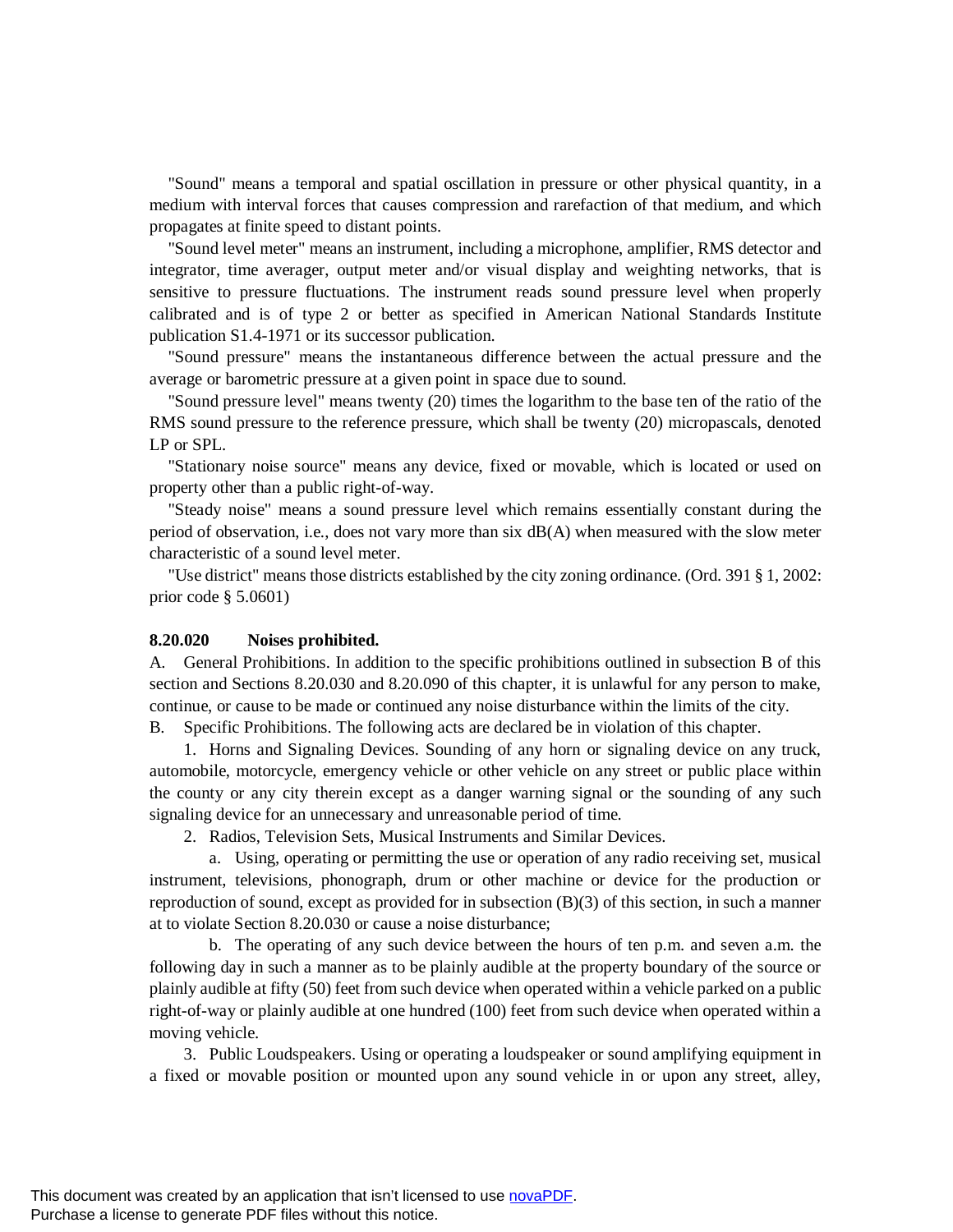"Sound" means a temporal and spatial oscillation in pressure or other physical quantity, in a medium with interval forces that causes compression and rarefaction of that medium, and which propagates at finite speed to distant points.

"Sound level meter" means an instrument, including a microphone, amplifier, RMS detector and integrator, time averager, output meter and/or visual display and weighting networks, that is sensitive to pressure fluctuations. The instrument reads sound pressure level when properly calibrated and is of type 2 or better as specified in American National Standards Institute publication S1.4-1971 or its successor publication.

"Sound pressure" means the instantaneous difference between the actual pressure and the average or barometric pressure at a given point in space due to sound.

"Sound pressure level" means twenty (20) times the logarithm to the base ten of the ratio of the RMS sound pressure to the reference pressure, which shall be twenty (20) micropascals, denoted LP or SPL.

"Stationary noise source" means any device, fixed or movable, which is located or used on property other than a public right-of-way.

"Steady noise" means a sound pressure level which remains essentially constant during the period of observation, i.e., does not vary more than six dB(A) when measured with the slow meter characteristic of a sound level meter.

"Use district" means those districts established by the city zoning ordinance. (Ord. 391 § 1, 2002: prior code § 5.0601)

**8.20.020 Noises prohibited.**

A. General Prohibitions. In addition to the specific prohibitions outlined in subsection B of this section and Sections 8.20.030 and 8.20.090 of this chapter, it is unlawful for any person to make, continue, or cause to be made or continued any noise disturbance within the limits of the city.

B. Specific Prohibitions. The following acts are declared be in violation of this chapter.

1. Horns and Signaling Devices. Sounding of any horn or signaling device on any truck, automobile, motorcycle, emergency vehicle or other vehicle on any street or public place within the county or any city therein except as a danger warning signal or the sounding of any such signaling device for an unnecessary and unreasonable period of time.

2. Radios, Television Sets, Musical Instruments and Similar Devices.

a. Using, operating or permitting the use or operation of any radio receiving set, musical instrument, televisions, phonograph, drum or other machine or device for the production or reproduction of sound, except as provided for in subsection (B)(3) of this section, in such a manner at to violate Section 8.20.030 or cause a noise disturbance;

b. The operating of any such device between the hours of ten p.m. and seven a.m. the following day in such a manner as to be plainly audible at the property boundary of the source or plainly audible at fifty (50) feet from such device when operated within a vehicle parked on a public right-of-way or plainly audible at one hundred (100) feet from such device when operated within a moving vehicle.

3. Public Loudspeakers. Using or operating a loudspeaker or sound amplifying equipment in a fixed or movable position or mounted upon any sound vehicle in or upon any street, alley,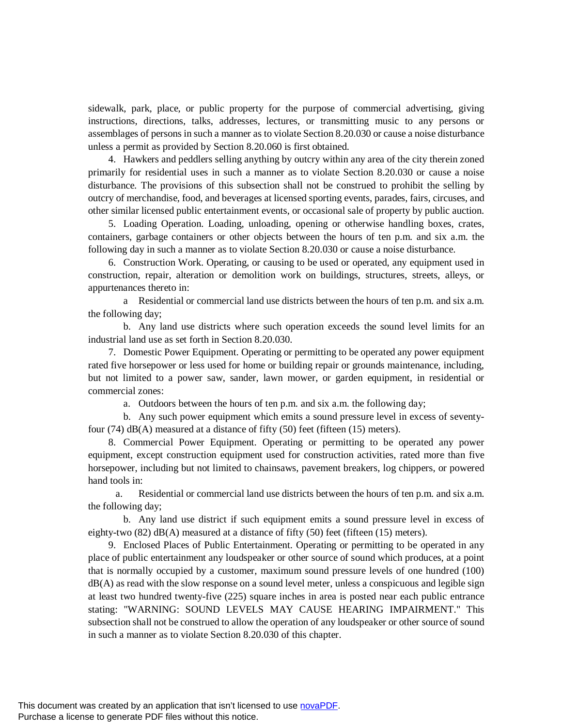sidewalk, park, place, or public property for the purpose of commercial advertising, giving instructions, directions, talks, addresses, lectures, or transmitting music to any persons or assemblages of persons in such a manner as to violate Section 8.20.030 or cause a noise disturbance unless a permit as provided by Section 8.20.060 is first obtained.

4. Hawkers and peddlers selling anything by outcry within any area of the city therein zoned primarily for residential uses in such a manner as to violate Section 8.20.030 or cause a noise disturbance. The provisions of this subsection shall not be construed to prohibit the selling by outcry of merchandise, food, and beverages at licensed sporting events, parades, fairs, circuses, and other similar licensed public entertainment events, or occasional sale of property by public auction.

5. Loading Operation. Loading, unloading, opening or otherwise handling boxes, crates, containers, garbage containers or other objects between the hours of ten p.m. and six a.m. the following day in such a manner as to violate Section 8.20.030 or cause a noise disturbance.

6. Construction Work. Operating, or causing to be used or operated, any equipment used in construction, repair, alteration or demolition work on buildings, structures, streets, alleys, or appurtenances thereto in:

a Residential or commercial land use districts between the hours of ten p.m. and six a.m. the following day;

b. Any land use districts where such operation exceeds the sound level limits for an industrial land use as set forth in Section 8.20.030.

7. Domestic Power Equipment. Operating or permitting to be operated any power equipment rated five horsepower or less used for home or building repair or grounds maintenance, including, but not limited to a power saw, sander, lawn mower, or garden equipment, in residential or commercial zones:

a. Outdoors between the hours of ten p.m. and six a.m. the following day;

b. Any such power equipment which emits a sound pressure level in excess of seventy-four (74) dB(A) measured at a distance of fifty (50) feet (fifteen (15) meters).

8. Commercial Power Equipment. Operating or permitting to be operated any power equipment, except construction equipment used for construction activities, rated more than five horsepower, including but not limited to chainsaws, pavement breakers, log chippers, or powered hand tools in:

a. Residential or commercial land use districts between the hours of ten p.m. and six a.m. the following day;

b. Any land use district if such equipment emits a sound pressure level in excess of eighty-two (82) dB(A) measured at a distance of fifty (50) feet (fifteen (15) meters).

9. Enclosed Places of Public Entertainment. Operating or permitting to be operated in any place of public entertainment any loudspeaker or other source of sound which produces, at a point that is normally occupied by a customer, maximum sound pressure levels of one hundred (100) dB(A) as read with the slow response on a sound level meter, unless a conspicuous and legible sign at least two hundred twenty-five (225) square inches in area is posted near each public entrance stating: "WARNING: SOUND LEVELS MAY CAUSE HEARING IMPAIRMENT." This subsection shall not be construed to allow the operation of any loudspeaker or other source of sound in such a manner as to violate Section 8.20.030 of this chapter.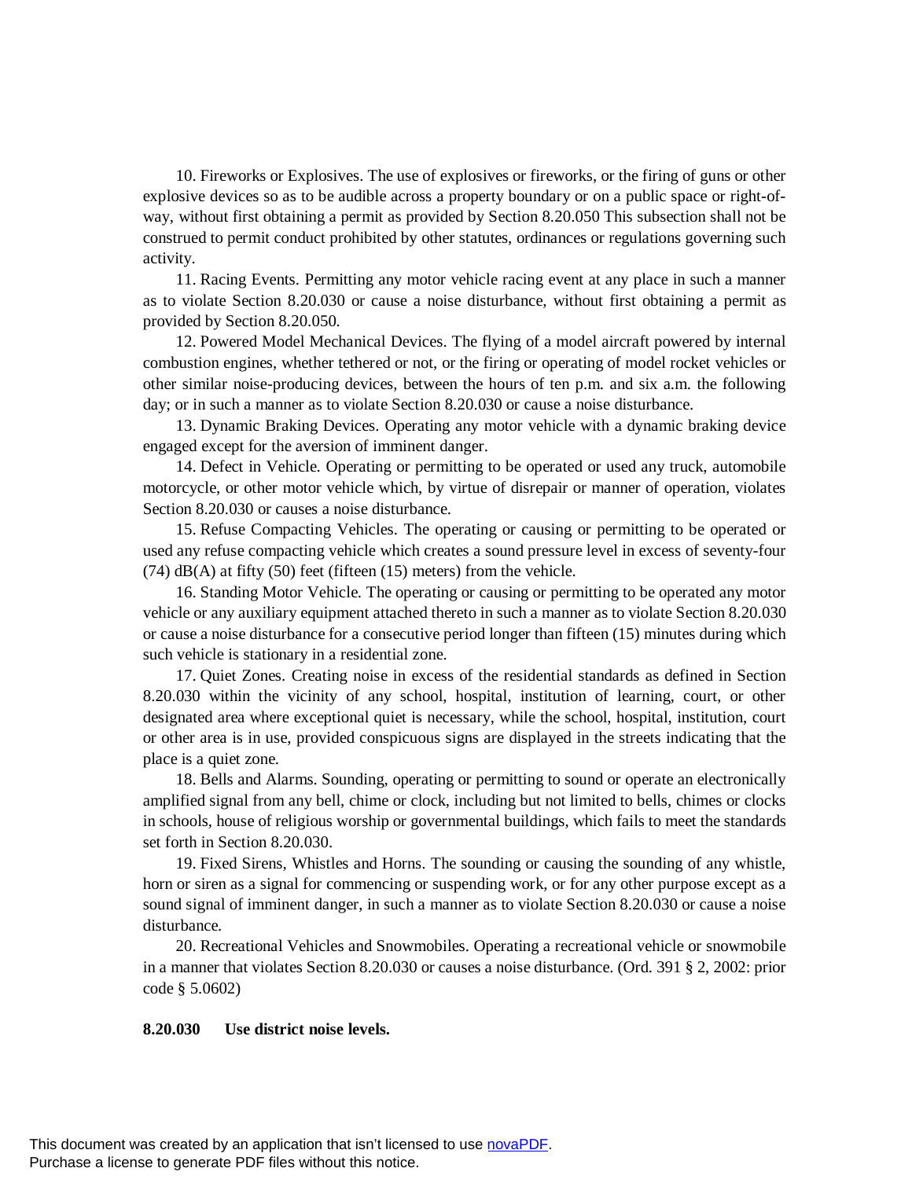10. Fireworks or Explosives. The use of explosives or fireworks, or the firing of guns or other explosive devices so as to be audible across a property boundary or on a public space or right-of-way, without first obtaining a permit as provided by Section 8.20.050 This subsection shall not be construed to permit conduct prohibited by other statutes, ordinances or regulations governing such activity.

11. Racing Events. Permitting any motor vehicle racing event at any place in such a manner as to violate Section 8.20.030 or cause a noise disturbance, without first obtaining a permit as provided by Section 8.20.050.

12. Powered Model Mechanical Devices. The flying of a model aircraft powered by internal combustion engines, whether tethered or not, or the firing or operating of model rocket vehicles or other similar noise-producing devices, between the hours of ten p.m. and six a.m. the following day; or in such a manner as to violate Section 8.20.030 or cause a noise disturbance.

13. Dynamic Braking Devices. Operating any motor vehicle with a dynamic braking device engaged except for the aversion of imminent danger.

14. Defect in Vehicle. Operating or permitting to be operated or used any truck, automobile motorcycle, or other motor vehicle which, by virtue of disrepair or manner of operation, violates Section 8.20.030 or causes a noise disturbance.

15. Refuse Compacting Vehicles. The operating or causing or permitting to be operated or used any refuse compacting vehicle which creates a sound pressure level in excess of seventy-four (74) dB(A) at fifty (50) feet (fifteen (15) meters) from the vehicle.

16. Standing Motor Vehicle. The operating or causing or permitting to be operated any motor vehicle or any auxiliary equipment attached thereto in such a manner as to violate Section 8.20.030 or cause a noise disturbance for a consecutive period longer than fifteen (15) minutes during which such vehicle is stationary in a residential zone.

17. Quiet Zones. Creating noise in excess of the residential standards as defined in Section 8.20.030 within the vicinity of any school, hospital, institution of learning, court, or other designated area where exceptional quiet is necessary, while the school, hospital, institution, court or other area is in use, provided conspicuous signs are displayed in the streets indicating that the place is a quiet zone.

18. Bells and Alarms. Sounding, operating or permitting to sound or operate an electronically amplified signal from any bell, chime or clock, including but not limited to bells, chimes or clocks in schools, house of religious worship or governmental buildings, which fails to meet the standards set forth in Section 8.20.030.

19. Fixed Sirens, Whistles and Horns. The sounding or causing the sounding of any whistle, horn or siren as a signal for commencing or suspending work, or for any other purpose except as a sound signal of imminent danger, in such a manner as to violate Section 8.20.030 or cause a noise disturbance.

20. Recreational Vehicles and Snowmobiles. Operating a recreational vehicle or snowmobile in a manner that violates Section 8.20.030 or causes a noise disturbance. (Ord. 391 § 2, 2002: prior code § 5.0602)

**8.20.030 Use district noise levels.**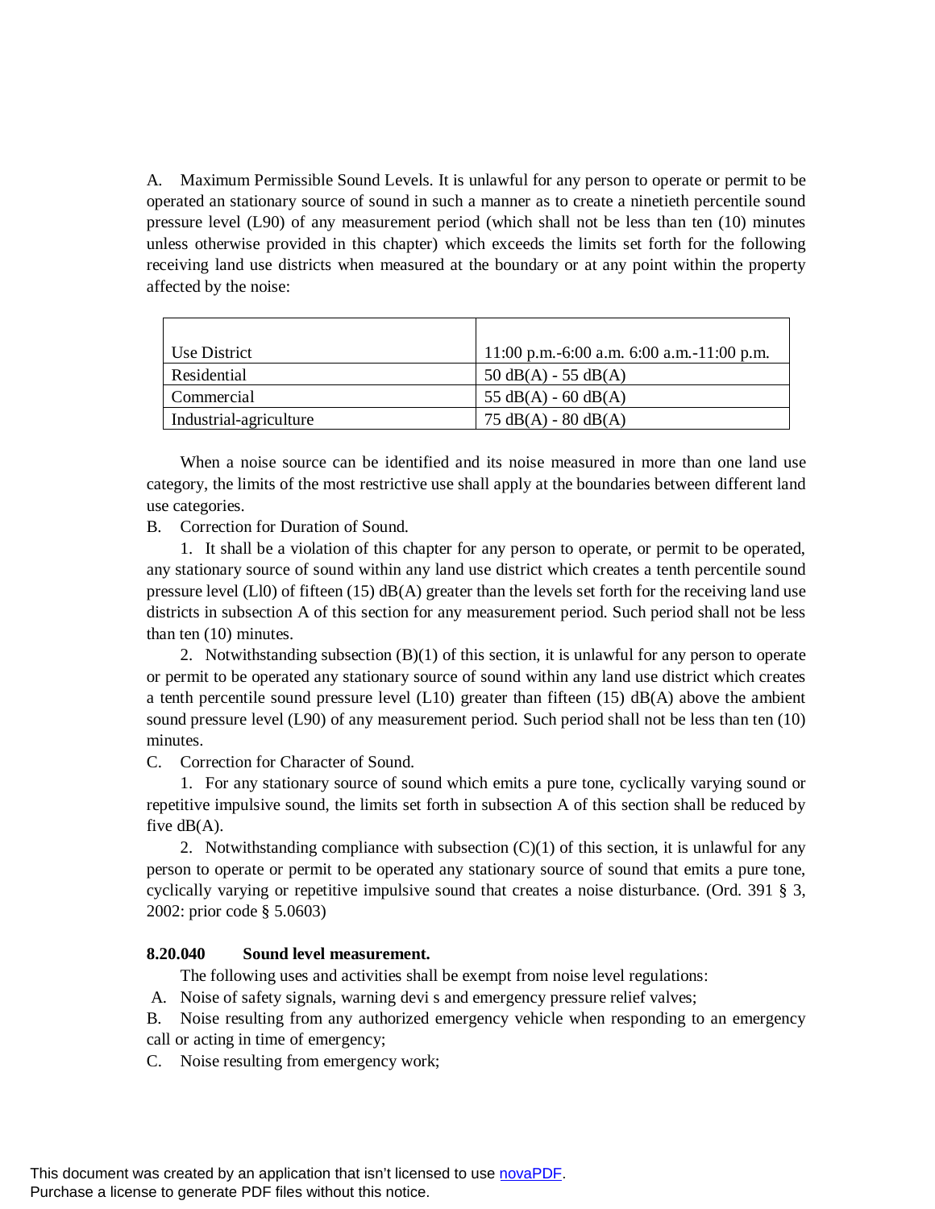A. Maximum Permissible Sound Levels. It is unlawful for any person to operate or permit to be operated an stationary source of sound in such a manner as to create a ninetieth percentile sound pressure level (L90) of any measurement period (which shall not be less than ten (10) minutes unless otherwise provided in this chapter) which exceeds the limits set forth for the following receiving land use districts when measured at the boundary or at any point within the property affected by the noise:

| Use District | 11:00 p.m.-6:00 a.m. 6:00 a.m.-11:00 p.m. |
|---|---|
| Residential | 50 dB(A) - 55 dB(A) |
| Commercial | 55 dB(A) - 60 dB(A) |
| Industrial-agriculture | 75 dB(A) - 80 dB(A) |

When a noise source can be identified and its noise measured in more than one land use category, the limits of the most restrictive use shall apply at the boundaries between different land use categories.

B. Correction for Duration of Sound.

1. It shall be a violation of this chapter for any person to operate, or permit to be operated, any stationary source of sound within any land use district which creates a tenth percentile sound pressure level (Ll0) of fifteen (15) dB(A) greater than the levels set forth for the receiving land use districts in subsection A of this section for any measurement period. Such period shall not be less than ten (10) minutes.

2. Notwithstanding subsection (B)(1) of this section, it is unlawful for any person to operate or permit to be operated any stationary source of sound within any land use district which creates a tenth percentile sound pressure level (L10) greater than fifteen (15) dB(A) above the ambient sound pressure level (L90) of any measurement period. Such period shall not be less than ten (10) minutes.

C. Correction for Character of Sound.

1. For any stationary source of sound which emits a pure tone, cyclically varying sound or repetitive impulsive sound, the limits set forth in subsection A of this section shall be reduced by five dB(A).

2. Notwithstanding compliance with subsection (C)(1) of this section, it is unlawful for any person to operate or permit to be operated any stationary source of sound that emits a pure tone, cyclically varying or repetitive impulsive sound that creates a noise disturbance. (Ord. 391 § 3, 2002: prior code § 5.0603)

**8.20.040 Sound level measurement.**

The following uses and activities shall be exempt from noise level regulations:

A. Noise of safety signals, warning devi s and emergency pressure relief valves;

B. Noise resulting from any authorized emergency vehicle when responding to an emergency call or acting in time of emergency;

C. Noise resulting from emergency work;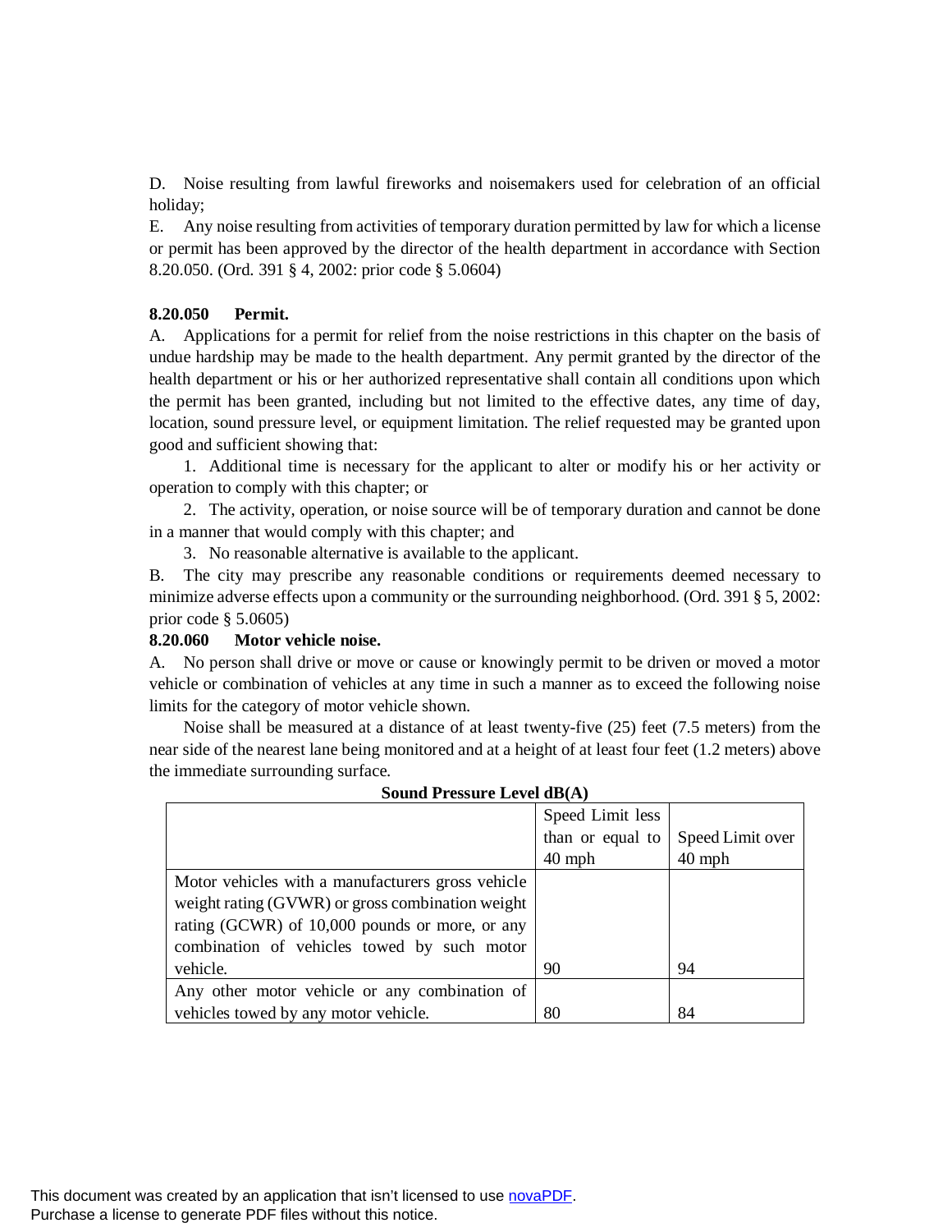D. Noise resulting from lawful fireworks and noisemakers used for celebration of an official holiday;

E. Any noise resulting from activities of temporary duration permitted by law for which a license or permit has been approved by the director of the health department in accordance with Section 8.20.050. (Ord. 391 § 4, 2002: prior code § 5.0604)

**8.20.050 Permit.**

A. Applications for a permit for relief from the noise restrictions in this chapter on the basis of undue hardship may be made to the health department. Any permit granted by the director of the health department or his or her authorized representative shall contain all conditions upon which the permit has been granted, including but not limited to the effective dates, any time of day, location, sound pressure level, or equipment limitation. The relief requested may be granted upon good and sufficient showing that:

1. Additional time is necessary for the applicant to alter or modify his or her activity or operation to comply with this chapter; or

2. The activity, operation, or noise source will be of temporary duration and cannot be done in a manner that would comply with this chapter; and

3. No reasonable alternative is available to the applicant.

B. The city may prescribe any reasonable conditions or requirements deemed necessary to minimize adverse effects upon a community or the surrounding neighborhood. (Ord. 391 § 5, 2002: prior code § 5.0605)

**8.20.060 Motor vehicle noise.**

A. No person shall drive or move or cause or knowingly permit to be driven or moved a motor vehicle or combination of vehicles at any time in such a manner as to exceed the following noise limits for the category of motor vehicle shown.

Noise shall be measured at a distance of at least twenty-five (25) feet (7.5 meters) from the near side of the nearest lane being monitored and at a height of at least four feet (1.2 meters) above the immediate surrounding surface.

**Sound Pressure Level dB(A)**

| | Speed Limit less than or equal to 40 mph | Speed Limit over 40 mph |
|---|---|---|
| Motor vehicles with a manufacturers gross vehicle weight rating (GVWR) or gross combination weight rating (GCWR) of 10,000 pounds or more, or any combination of vehicles towed by such motor vehicle. | 90 | 94 |
| Any other motor vehicle or any combination of vehicles towed by any motor vehicle. | 80 | 84 |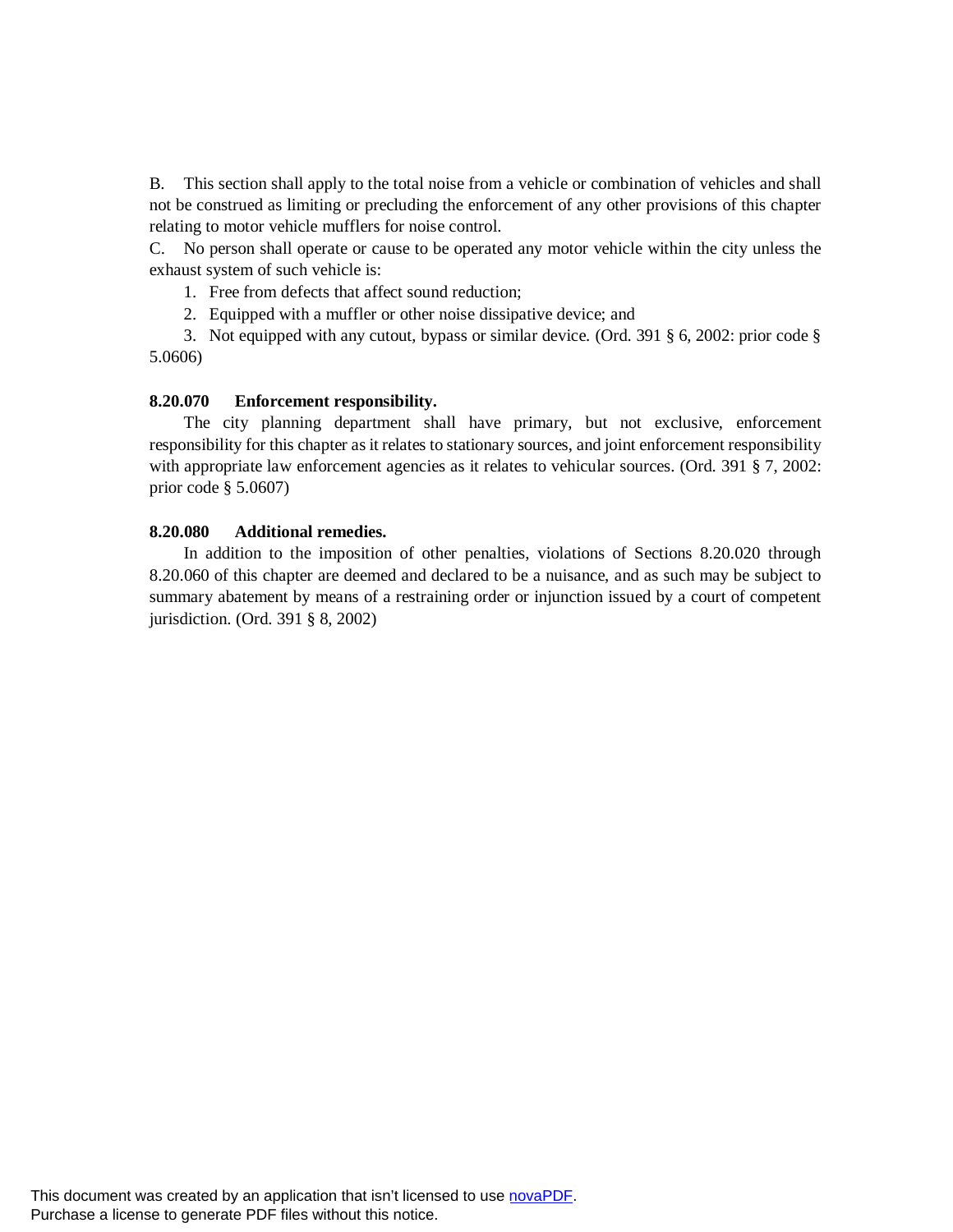B. This section shall apply to the total noise from a vehicle or combination of vehicles and shall not be construed as limiting or precluding the enforcement of any other provisions of this chapter relating to motor vehicle mufflers for noise control.

C. No person shall operate or cause to be operated any motor vehicle within the city unless the exhaust system of such vehicle is:

1. Free from defects that affect sound reduction;
2. Equipped with a muffler or other noise dissipative device; and
3. Not equipped with any cutout, bypass or similar device. (Ord. 391 § 6, 2002: prior code § 5.0606)

**8.20.070 Enforcement responsibility.**

The city planning department shall have primary, but not exclusive, enforcement responsibility for this chapter as it relates to stationary sources, and joint enforcement responsibility with appropriate law enforcement agencies as it relates to vehicular sources. (Ord. 391 § 7, 2002: prior code § 5.0607)

**8.20.080 Additional remedies.**

In addition to the imposition of other penalties, violations of Sections 8.20.020 through 8.20.060 of this chapter are deemed and declared to be a nuisance, and as such may be subject to summary abatement by means of a restraining order or injunction issued by a court of competent jurisdiction. (Ord. 391 § 8, 2002)